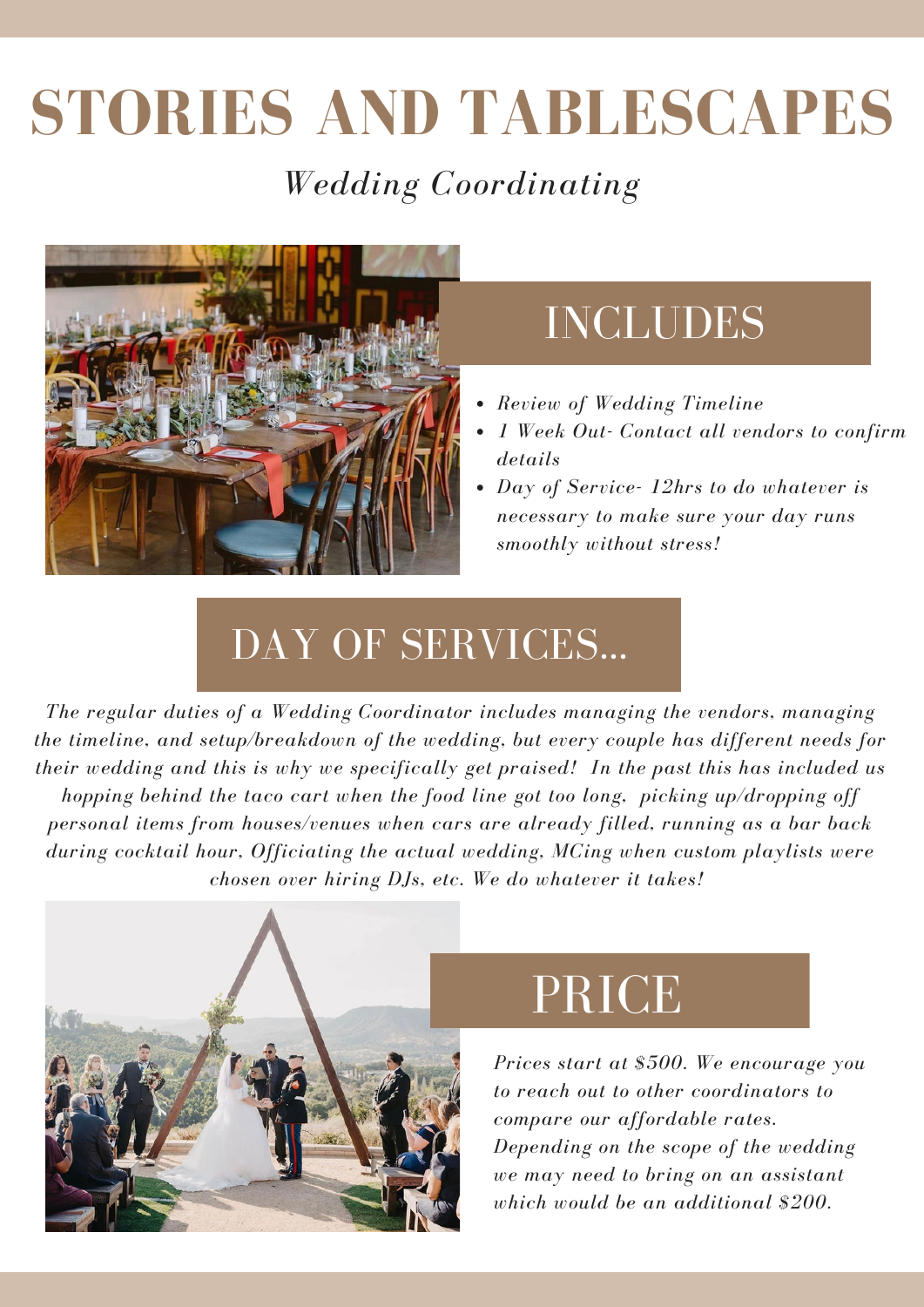# STORIES AND TABLESCAPES

*Wedding Coordinating*

## INCLUDES

- *Review of Wedding Timeline*
- *1 Week Out- Contact all vendors to confirm details*
- *Day of Service- 12hrs to do whatever is necessary to make sure your day runs smoothly without stress!*

## DAY OF SERVICES...

*The regular duties of a Wedding Coordinator includes managing the vendors, managing the timeline, and setup/breakdown of the wedding, but every couple has different needs for their wedding and this is why we specifically get praised! In the past this has included us hopping behind the taco cart when the food line got too long, picking up/dropping off personal items from houses/venues when cars are already filled, running as a bar back during cocktail hour, Officiating the actual wedding, MCing when custom playlists were chosen over hiring DJs, etc. We do whatever it takes!*

## PRICE

*Prices start at $500. We encourage you to reach out to other coordinators to compare our affordable rates. Depending on the scope of the wedding we may need to bring on an assistant which would be an additional $200.*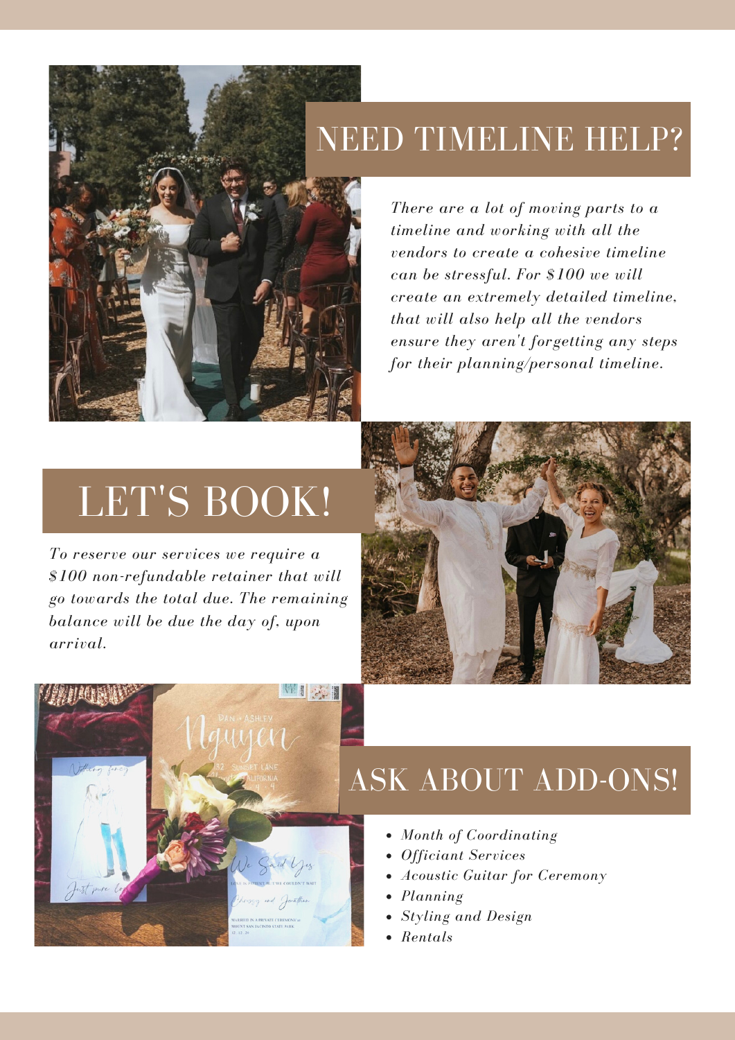## NEED TIMELINE HELP?

*There are a lot of moving parts to a timeline and working with all the vendors to create a cohesive timeline can be stressful. For $100 we will create an extremely detailed timeline, that will also help all the vendors ensure they aren't forgetting any steps for their planning/personal timeline.*

## LET'S BOOK!

*To reserve our services we require a $100 non-refundable retainer that will go towards the total due. The remaining balance will be due the day of, upon arrival.*

## ASK ABOUT ADD-ONS!

- *Month of Coordinating*
- *Officiant Services*
- *Acoustic Guitar for Ceremony*
- *Planning*
- *Styling and Design*
- *Rentals*